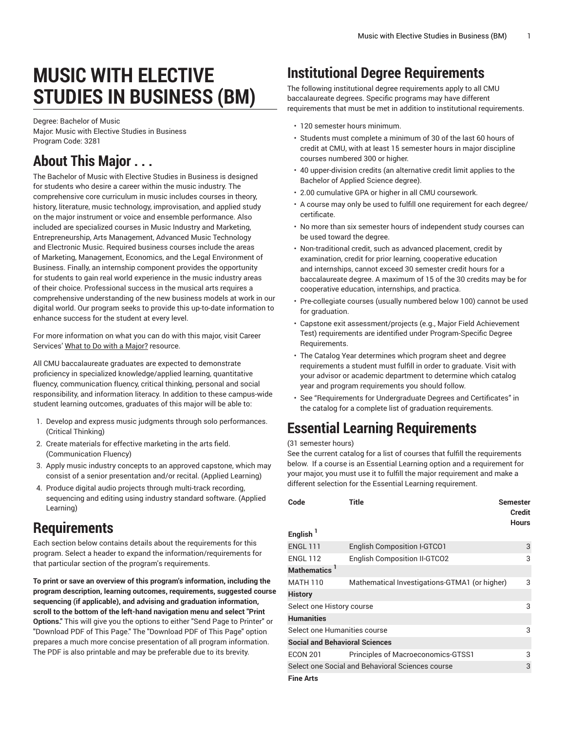# MUSIC WITH ELECTIVE STUDIES IN BUSINESS (BM)

Degree: Bachelor of Music
Major: Music with Elective Studies in Business
Program Code: 3281

## About This Major . . .

The Bachelor of Music with Elective Studies in Business is designed for students who desire a career within the music industry. The comprehensive core curriculum in music includes courses in theory, history, literature, music technology, improvisation, and applied study on the major instrument or voice and ensemble performance. Also included are specialized courses in Music Industry and Marketing, Entrepreneurship, Arts Management, Advanced Music Technology and Electronic Music. Required business courses include the areas of Marketing, Management, Economics, and the Legal Environment of Business. Finally, an internship component provides the opportunity for students to gain real world experience in the music industry areas of their choice. Professional success in the musical arts requires a comprehensive understanding of the new business models at work in our digital world. Our program seeks to provide this up-to-date information to enhance success for the student at every level.

For more information on what you can do with this major, visit Career Services' What to Do with a Major? resource.

All CMU baccalaureate graduates are expected to demonstrate proficiency in specialized knowledge/applied learning, quantitative fluency, communication fluency, critical thinking, personal and social responsibility, and information literacy. In addition to these campus-wide student learning outcomes, graduates of this major will be able to:

1. Develop and express music judgments through solo performances. (Critical Thinking)
2. Create materials for effective marketing in the arts field. (Communication Fluency)
3. Apply music industry concepts to an approved capstone, which may consist of a senior presentation and/or recital. (Applied Learning)
4. Produce digital audio projects through multi-track recording, sequencing and editing using industry standard software. (Applied Learning)

## Requirements

Each section below contains details about the requirements for this program. Select a header to expand the information/requirements for that particular section of the program's requirements.

**To print or save an overview of this program's information, including the program description, learning outcomes, requirements, suggested course sequencing (if applicable), and advising and graduation information, scroll to the bottom of the left-hand navigation menu and select "Print Options."** This will give you the options to either "Send Page to Printer" or "Download PDF of This Page." The "Download PDF of This Page" option prepares a much more concise presentation of all program information. The PDF is also printable and may be preferable due to its brevity.

## Institutional Degree Requirements

The following institutional degree requirements apply to all CMU baccalaureate degrees. Specific programs may have different requirements that must be met in addition to institutional requirements.

- 120 semester hours minimum.
- Students must complete a minimum of 30 of the last 60 hours of credit at CMU, with at least 15 semester hours in major discipline courses numbered 300 or higher.
- 40 upper-division credits (an alternative credit limit applies to the Bachelor of Applied Science degree).
- 2.00 cumulative GPA or higher in all CMU coursework.
- A course may only be used to fulfill one requirement for each degree/certificate.
- No more than six semester hours of independent study courses can be used toward the degree.
- Non-traditional credit, such as advanced placement, credit by examination, credit for prior learning, cooperative education and internships, cannot exceed 30 semester credit hours for a baccalaureate degree. A maximum of 15 of the 30 credits may be for cooperative education, internships, and practica.
- Pre-collegiate courses (usually numbered below 100) cannot be used for graduation.
- Capstone exit assessment/projects (e.g., Major Field Achievement Test) requirements are identified under Program-Specific Degree Requirements.
- The Catalog Year determines which program sheet and degree requirements a student must fulfill in order to graduate. Visit with your advisor or academic department to determine which catalog year and program requirements you should follow.
- See "Requirements for Undergraduate Degrees and Certificates" in the catalog for a complete list of graduation requirements.

## Essential Learning Requirements

(31 semester hours)

See the current catalog for a list of courses that fulfill the requirements below. If a course is an Essential Learning option and a requirement for your major, you must use it to fulfill the major requirement and make a different selection for the Essential Learning requirement.

| Code | Title | Semester Credit Hours |
|---|---|---|
| **English** [1] | | |
| ENGL 111 | English Composition I-GTCO1 | 3 |
| ENGL 112 | English Composition II-GTCO2 | 3 |
| **Mathematics** [1] | | |
| MATH 110 | Mathematical Investigations-GTMA1 (or higher) | 3 |
| **History** | | |
| Select one History course | | 3 |
| **Humanities** | | |
| Select one Humanities course | | 3 |
| **Social and Behavioral Sciences** | | |
| ECON 201 | Principles of Macroeconomics-GTSS1 | 3 |
| Select one Social and Behavioral Sciences course | | 3 |
| **Fine Arts** | | |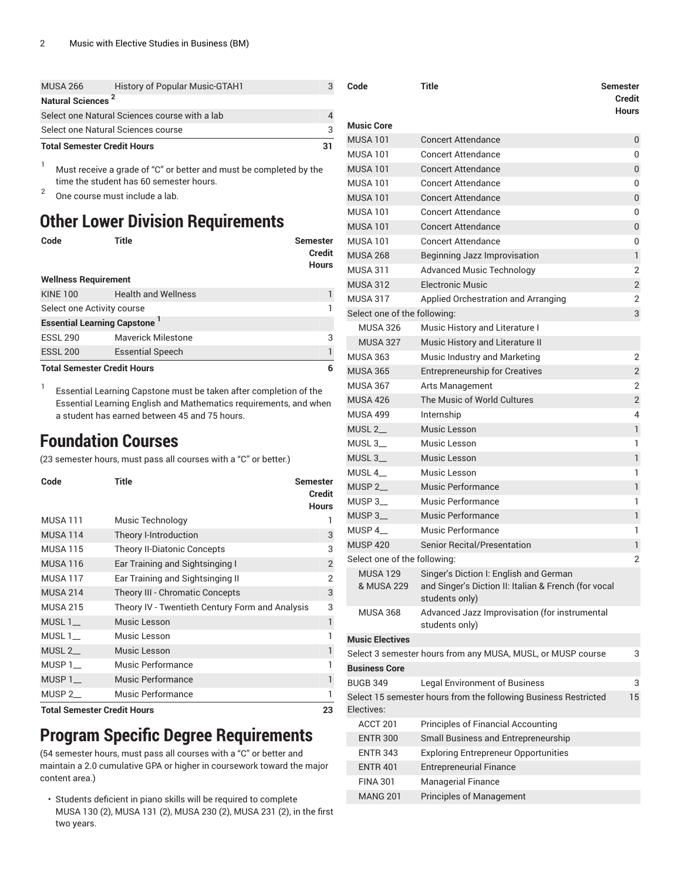| | | |
|---|---|---|
| MUSA 266 | History of Popular Music-GTAH1 | 3 |
| **Natural Sciences** [2] | | |
| Select one Natural Sciences course with a lab | | 4 |
| Select one Natural Sciences course | | 3 |
| **Total Semester Credit Hours** | | **31** |

1. Must receive a grade of "C" or better and must be completed by the time the student has 60 semester hours.
2. One course must include a lab.

# Other Lower Division Requirements

| Code | Title | Semester Credit Hours |
|---|---|---|
| **Wellness Requirement** | | |
| KINE 100 | Health and Wellness | 1 |
| Select one Activity course | | 1 |
| **Essential Learning Capstone** [1] | | |
| ESSL 290 | Maverick Milestone | 3 |
| ESSL 200 | Essential Speech | 1 |
| **Total Semester Credit Hours** | | **6** |

1. Essential Learning Capstone must be taken after completion of the Essential Learning English and Mathematics requirements, and when a student has earned between 45 and 75 hours.

# Foundation Courses

(23 semester hours, must pass all courses with a "C" or better.)

| Code | Title | Semester Credit Hours |
|---|---|---|
| MUSA 111 | Music Technology | 1 |
| MUSA 114 | Theory I-Introduction | 3 |
| MUSA 115 | Theory II-Diatonic Concepts | 3 |
| MUSA 116 | Ear Training and Sightsinging I | 2 |
| MUSA 117 | Ear Training and Sightsinging II | 2 |
| MUSA 214 | Theory III - Chromatic Concepts | 3 |
| MUSA 215 | Theory IV - Twentieth Century Form and Analysis | 3 |
| MUSL 1__ | Music Lesson | 1 |
| MUSL 1__ | Music Lesson | 1 |
| MUSL 2__ | Music Lesson | 1 |
| MUSP 1__ | Music Performance | 1 |
| MUSP 1__ | Music Performance | 1 |
| MUSP 2__ | Music Performance | 1 |
| **Total Semester Credit Hours** | | **23** |

# Program Specific Degree Requirements

(54 semester hours, must pass all courses with a "C" or better and maintain a 2.0 cumulative GPA or higher in coursework toward the major content area.)

- Students deficient in piano skills will be required to complete MUSA 130 (2), MUSA 131 (2), MUSA 230 (2), MUSA 231 (2), in the first two years.

| Code | Title | Semester Credit Hours |
|---|---|---|
| **Music Core** | | |
| MUSA 101 | Concert Attendance | 0 |
| MUSA 101 | Concert Attendance | 0 |
| MUSA 101 | Concert Attendance | 0 |
| MUSA 101 | Concert Attendance | 0 |
| MUSA 101 | Concert Attendance | 0 |
| MUSA 101 | Concert Attendance | 0 |
| MUSA 101 | Concert Attendance | 0 |
| MUSA 101 | Concert Attendance | 0 |
| MUSA 268 | Beginning Jazz Improvisation | 1 |
| MUSA 311 | Advanced Music Technology | 2 |
| MUSA 312 | Electronic Music | 2 |
| MUSA 317 | Applied Orchestration and Arranging | 2 |
| Select one of the following: | | 3 |
| MUSA 326 | Music History and Literature I | |
| MUSA 327 | Music History and Literature II | |
| MUSA 363 | Music Industry and Marketing | 2 |
| MUSA 365 | Entrepreneurship for Creatives | 2 |
| MUSA 367 | Arts Management | 2 |
| MUSA 426 | The Music of World Cultures | 2 |
| MUSA 499 | Internship | 4 |
| MUSL 2__ | Music Lesson | 1 |
| MUSL 3__ | Music Lesson | 1 |
| MUSL 3__ | Music Lesson | 1 |
| MUSL 4__ | Music Lesson | 1 |
| MUSP 2__ | Music Performance | 1 |
| MUSP 3__ | Music Performance | 1 |
| MUSP 3__ | Music Performance | 1 |
| MUSP 4__ | Music Performance | 1 |
| MUSP 420 | Senior Recital/Presentation | 1 |
| Select one of the following: | | 2 |
| MUSA 129 & MUSA 229 | Singer's Diction I: English and German and Singer's Diction II: Italian & French (for vocal students only) | |
| MUSA 368 | Advanced Jazz Improvisation (for instrumental students only) | |
| **Music Electives** | | |
| Select 3 semester hours from any MUSA, MUSL, or MUSP course | | 3 |
| **Business Core** | | |
| BUGB 349 | Legal Environment of Business | 3 |
| Select 15 semester hours from the following Business Restricted Electives: | | 15 |
| ACCT 201 | Principles of Financial Accounting | |
| ENTR 300 | Small Business and Entrepreneurship | |
| ENTR 343 | Exploring Entrepreneur Opportunities | |
| ENTR 401 | Entrepreneurial Finance | |
| FINA 301 | Managerial Finance | |
| MANG 201 | Principles of Management | |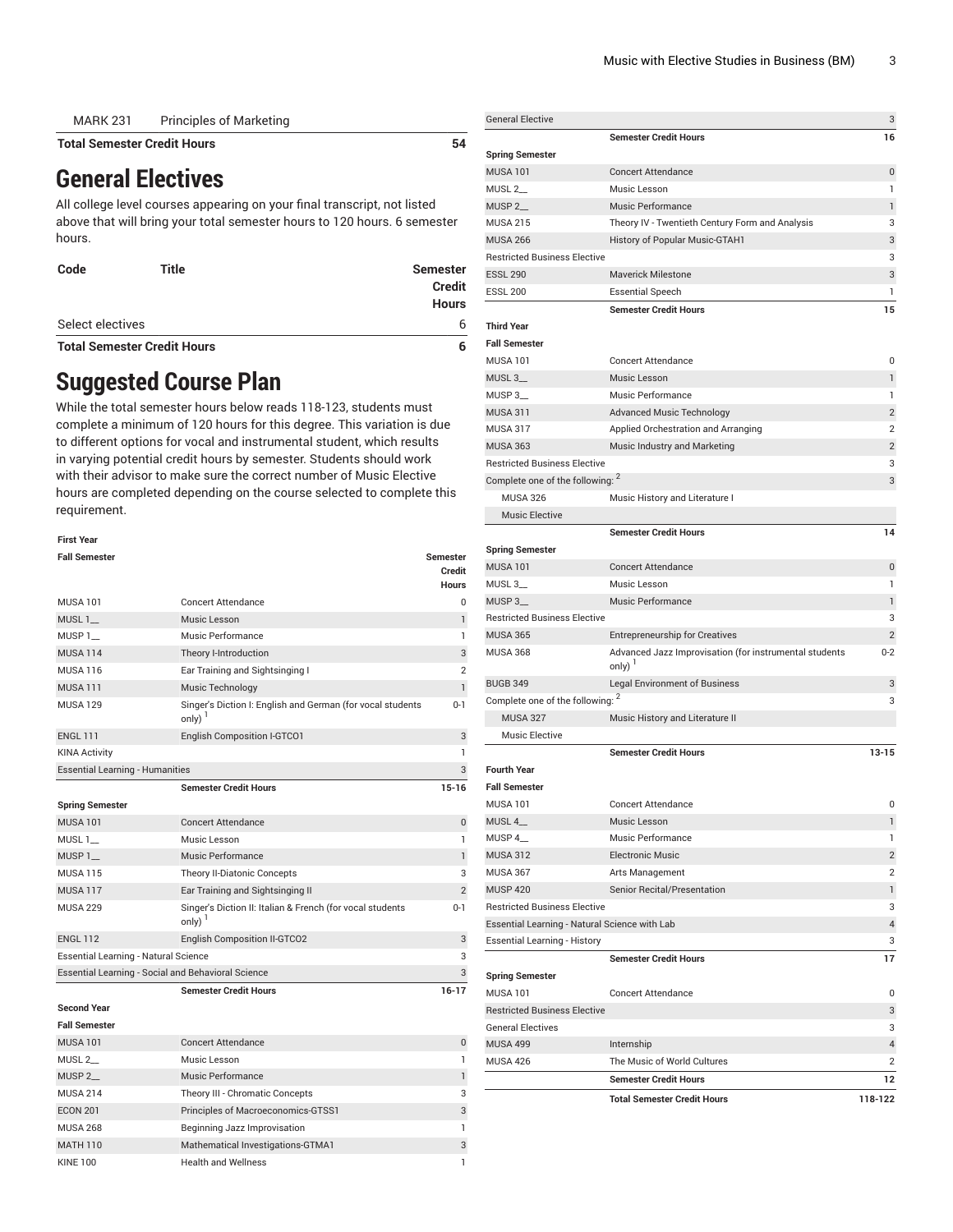| | | |
|---|---|---|
| MARK 231 | Principles of Marketing | |
| **Total Semester Credit Hours** | | **54** |

# General Electives

All college level courses appearing on your final transcript, not listed above that will bring your total semester hours to 120 hours. 6 semester hours.

| Code | Title | Semester Credit Hours |
|---|---|---|
| Select electives | | 6 |
| **Total Semester Credit Hours** | | **6** |

# Suggested Course Plan

While the total semester hours below reads 118-123, students must complete a minimum of 120 hours for this degree. This variation is due to different options for vocal and instrumental student, which results in varying potential credit hours by semester. Students should work with their advisor to make sure the correct number of Music Elective hours are completed depending on the course selected to complete this requirement.

| | | |
|---|---|---|
| **First Year** | | |
| **Fall Semester** | | **Semester Credit Hours** |
| MUSA 101 | Concert Attendance | 0 |
| MUSL 1__ | Music Lesson | 1 |
| MUSP 1__ | Music Performance | 1 |
| MUSA 114 | Theory I-Introduction | 3 |
| MUSA 116 | Ear Training and Sightsinging I | 2 |
| MUSA 111 | Music Technology | 1 |
| MUSA 129 | Singer's Diction I: English and German (for vocal students only) [1] | 0-1 |
| ENGL 111 | English Composition I-GTCO1 | 3 |
| KINA Activity | | 1 |
| Essential Learning - Humanities | | 3 |
| | **Semester Credit Hours** | **15-16** |
| **Spring Semester** | | |
| MUSA 101 | Concert Attendance | 0 |
| MUSL 1__ | Music Lesson | 1 |
| MUSP 1__ | Music Performance | 1 |
| MUSA 115 | Theory II-Diatonic Concepts | 3 |
| MUSA 117 | Ear Training and Sightsinging II | 2 |
| MUSA 229 | Singer's Diction II: Italian & French (for vocal students only) [1] | 0-1 |
| ENGL 112 | English Composition II-GTCO2 | 3 |
| Essential Learning - Natural Science | | 3 |
| Essential Learning - Social and Behavioral Science | | 3 |
| | **Semester Credit Hours** | **16-17** |
| **Second Year** | | |
| **Fall Semester** | | |
| MUSA 101 | Concert Attendance | 0 |
| MUSL 2__ | Music Lesson | 1 |
| MUSP 2__ | Music Performance | 1 |
| MUSA 214 | Theory III - Chromatic Concepts | 3 |
| ECON 201 | Principles of Macroeconomics-GTSS1 | 3 |
| MUSA 268 | Beginning Jazz Improvisation | 1 |
| MATH 110 | Mathematical Investigations-GTMA1 | 3 |
| KINE 100 | Health and Wellness | 1 |
| General Elective | | 3 |
| | **Semester Credit Hours** | **16** |
| **Spring Semester** | | |
| MUSA 101 | Concert Attendance | 0 |
| MUSL 2__ | Music Lesson | 1 |
| MUSP 2__ | Music Performance | 1 |
| MUSA 215 | Theory IV - Twentieth Century Form and Analysis | 3 |
| MUSA 266 | History of Popular Music-GTAH1 | 3 |
| Restricted Business Elective | | 3 |
| ESSL 290 | Maverick Milestone | 3 |
| ESSL 200 | Essential Speech | 1 |
| | **Semester Credit Hours** | **15** |
| **Third Year** | | |
| **Fall Semester** | | |
| MUSA 101 | Concert Attendance | 0 |
| MUSL 3__ | Music Lesson | 1 |
| MUSP 3__ | Music Performance | 1 |
| MUSA 311 | Advanced Music Technology | 2 |
| MUSA 317 | Applied Orchestration and Arranging | 2 |
| MUSA 363 | Music Industry and Marketing | 2 |
| Restricted Business Elective | | 3 |
| Complete one of the following: [2] | | 3 |
| MUSA 326 | Music History and Literature I | |
| Music Elective | | |
| | **Semester Credit Hours** | **14** |
| **Spring Semester** | | |
| MUSA 101 | Concert Attendance | 0 |
| MUSL 3__ | Music Lesson | 1 |
| MUSP 3__ | Music Performance | 1 |
| Restricted Business Elective | | 3 |
| MUSA 365 | Entrepreneurship for Creatives | 2 |
| MUSA 368 | Advanced Jazz Improvisation (for instrumental students only) [1] | 0-2 |
| BUGB 349 | Legal Environment of Business | 3 |
| Complete one of the following: [2] | | 3 |
| MUSA 327 | Music History and Literature II | |
| Music Elective | | |
| | **Semester Credit Hours** | **13-15** |
| **Fourth Year** | | |
| **Fall Semester** | | |
| MUSA 101 | Concert Attendance | 0 |
| MUSL 4__ | Music Lesson | 1 |
| MUSP 4__ | Music Performance | 1 |
| MUSA 312 | Electronic Music | 2 |
| MUSA 367 | Arts Management | 2 |
| MUSP 420 | Senior Recital/Presentation | 1 |
| Restricted Business Elective | | 3 |
| Essential Learning - Natural Science with Lab | | 4 |
| Essential Learning - History | | 3 |
| | **Semester Credit Hours** | **17** |
| **Spring Semester** | | |
| MUSA 101 | Concert Attendance | 0 |
| Restricted Business Elective | | 3 |
| General Electives | | 3 |
| MUSA 499 | Internship | 4 |
| MUSA 426 | The Music of World Cultures | 2 |
| | **Semester Credit Hours** | **12** |
| | **Total Semester Credit Hours** | **118-122** |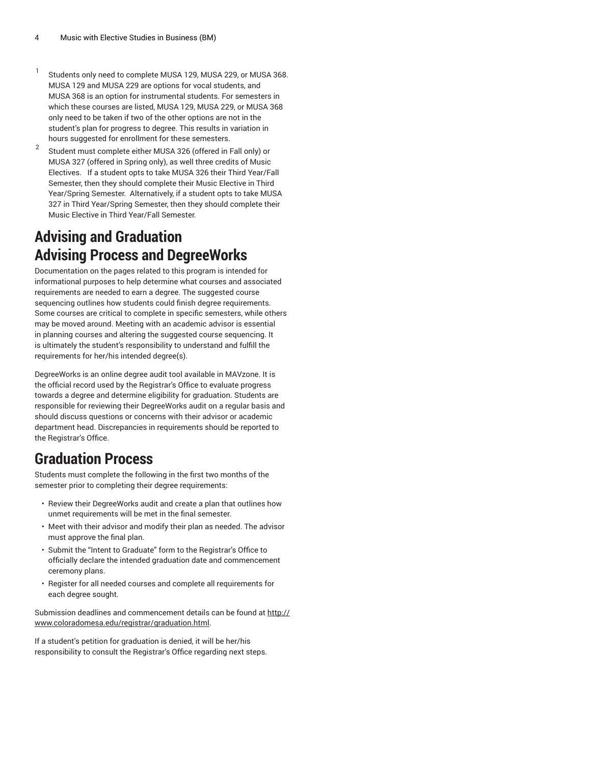[1] Students only need to complete MUSA 129, MUSA 229, or MUSA 368. MUSA 129 and MUSA 229 are options for vocal students, and MUSA 368 is an option for instrumental students. For semesters in which these courses are listed, MUSA 129, MUSA 229, or MUSA 368 only need to be taken if two of the other options are not in the student's plan for progress to degree. This results in variation in hours suggested for enrollment for these semesters.

[2] Student must complete either MUSA 326 (offered in Fall only) or MUSA 327 (offered in Spring only), as well three credits of Music Electives. If a student opts to take MUSA 326 their Third Year/Fall Semester, then they should complete their Music Elective in Third Year/Spring Semester. Alternatively, if a student opts to take MUSA 327 in Third Year/Spring Semester, then they should complete their Music Elective in Third Year/Fall Semester.

# Advising and Graduation

## Advising Process and DegreeWorks

Documentation on the pages related to this program is intended for informational purposes to help determine what courses and associated requirements are needed to earn a degree. The suggested course sequencing outlines how students could finish degree requirements. Some courses are critical to complete in specific semesters, while others may be moved around. Meeting with an academic advisor is essential in planning courses and altering the suggested course sequencing. It is ultimately the student's responsibility to understand and fulfill the requirements for her/his intended degree(s).

DegreeWorks is an online degree audit tool available in MAVzone. It is the official record used by the Registrar's Office to evaluate progress towards a degree and determine eligibility for graduation. Students are responsible for reviewing their DegreeWorks audit on a regular basis and should discuss questions or concerns with their advisor or academic department head. Discrepancies in requirements should be reported to the Registrar's Office.

# Graduation Process

Students must complete the following in the first two months of the semester prior to completing their degree requirements:

- Review their DegreeWorks audit and create a plan that outlines how unmet requirements will be met in the final semester.
- Meet with their advisor and modify their plan as needed. The advisor must approve the final plan.
- Submit the "Intent to Graduate" form to the Registrar's Office to officially declare the intended graduation date and commencement ceremony plans.
- Register for all needed courses and complete all requirements for each degree sought.

Submission deadlines and commencement details can be found at http://www.coloradomesa.edu/registrar/graduation.html.

If a student's petition for graduation is denied, it will be her/his responsibility to consult the Registrar's Office regarding next steps.